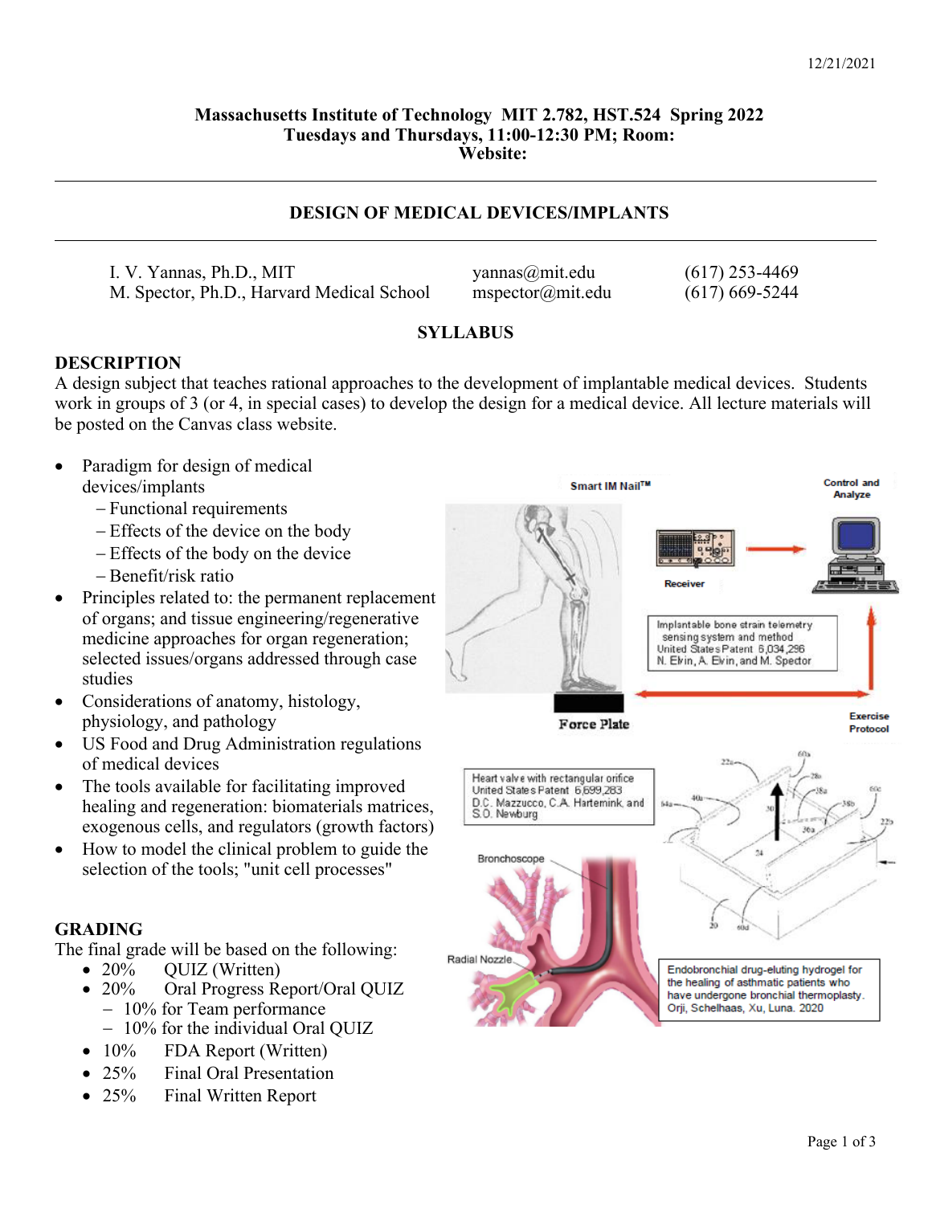12/21/2021

**Massachusetts Institute of Technology MIT 2.782, HST.524 Spring 2022**
**Tuesdays and Thursdays, 11:00-12:30 PM; Room:**
**Website:**

---

# DESIGN OF MEDICAL DEVICES/IMPLANTS

---

| | | |
|---|---|---|
| I. V. Yannas, Ph.D., MIT | yannas@mit.edu | (617) 253-4469 |
| M. Spector, Ph.D., Harvard Medical School | mspector@mit.edu | (617) 669-5244 |

## SYLLABUS

### DESCRIPTION

A design subject that teaches rational approaches to the development of implantable medical devices. Students work in groups of 3 (or 4, in special cases) to develop the design for a medical device. All lecture materials will be posted on the Canvas class website.

- Paradigm for design of medical devices/implants
  - Functional requirements
  - Effects of the device on the body
  - Effects of the body on the device
  - Benefit/risk ratio
- Principles related to: the permanent replacement of organs; and tissue engineering/regenerative medicine approaches for organ regeneration; selected issues/organs addressed through case studies
- Considerations of anatomy, histology, physiology, and pathology
- US Food and Drug Administration regulations of medical devices
- The tools available for facilitating improved healing and regeneration: biomaterials matrices, exogenous cells, and regulators (growth factors)
- How to model the clinical problem to guide the selection of the tools; "unit cell processes"

Implantable bone strain telemetry sensing system and method United States Patent 6,034,296 N. Elvin, A. Elvin, and M. Spector

Heart valve with rectangular orifice United States Patent 6,699,283 D.C. Mazzucco, C.A. Hartemink, and S.O. Newburg

Endobronchial drug-eluting hydrogel for the healing of asthmatic patients who have undergone bronchial thermoplasty. Orji, Schelhaas, Xu, Luna. 2020

### GRADING

The final grade will be based on the following:

- 20% QUIZ (Written)
- 20% Oral Progress Report/Oral QUIZ
  - 10% for Team performance
  - 10% for the individual Oral QUIZ
- 10% FDA Report (Written)
- 25% Final Oral Presentation
- 25% Final Written Report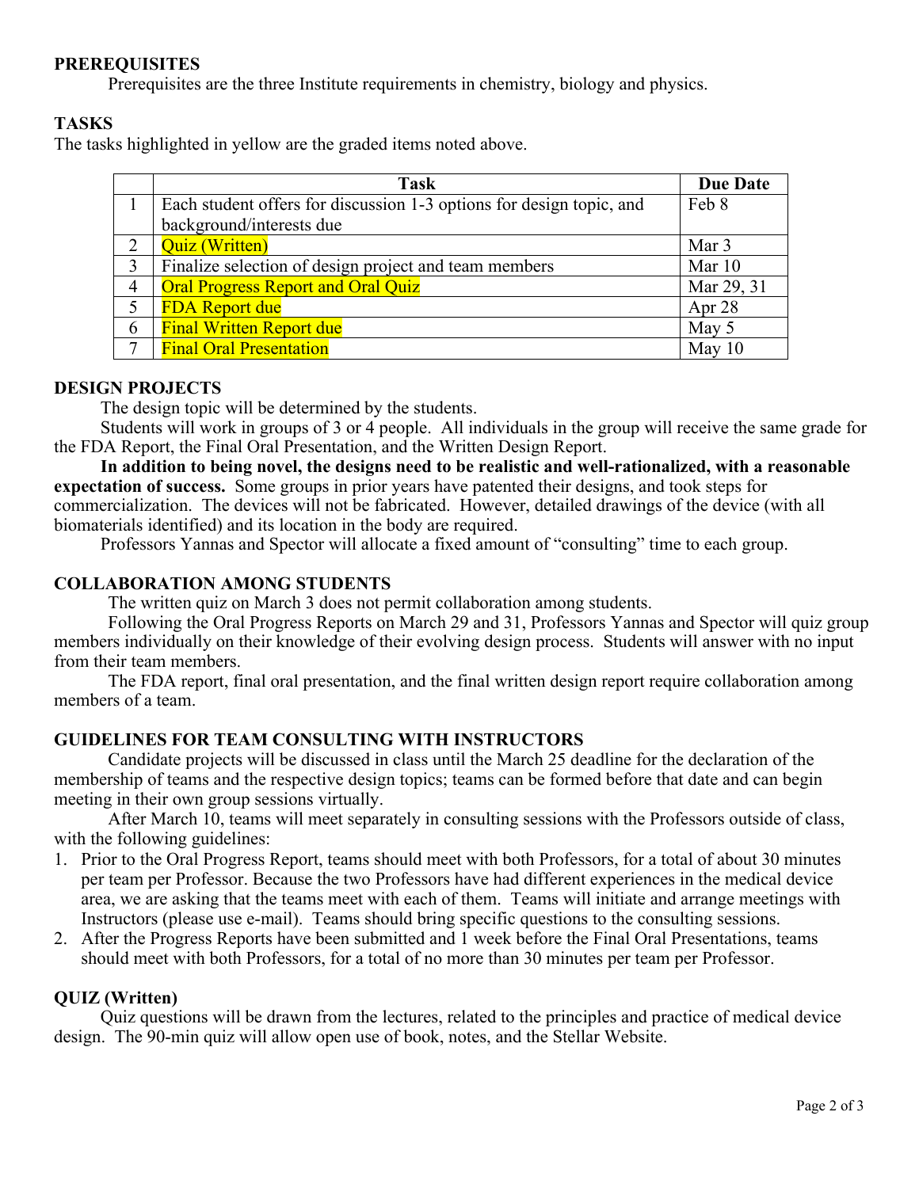## PREREQUISITES

Prerequisites are the three Institute requirements in chemistry, biology and physics.

## TASKS

The tasks highlighted in yellow are the graded items noted above.

| | Task | Due Date |
|---|---|---|
| 1 | Each student offers for discussion 1-3 options for design topic, and background/interests due | Feb 8 |
| 2 | Quiz (Written) | Mar 3 |
| 3 | Finalize selection of design project and team members | Mar 10 |
| 4 | Oral Progress Report and Oral Quiz | Mar 29, 31 |
| 5 | FDA Report due | Apr 28 |
| 6 | Final Written Report due | May 5 |
| 7 | Final Oral Presentation | May 10 |

## DESIGN PROJECTS

The design topic will be determined by the students.

Students will work in groups of 3 or 4 people. All individuals in the group will receive the same grade for the FDA Report, the Final Oral Presentation, and the Written Design Report.

**In addition to being novel, the designs need to be realistic and well-rationalized, with a reasonable expectation of success.** Some groups in prior years have patented their designs, and took steps for commercialization. The devices will not be fabricated. However, detailed drawings of the device (with all biomaterials identified) and its location in the body are required.

Professors Yannas and Spector will allocate a fixed amount of "consulting" time to each group.

## COLLABORATION AMONG STUDENTS

The written quiz on March 3 does not permit collaboration among students.

Following the Oral Progress Reports on March 29 and 31, Professors Yannas and Spector will quiz group members individually on their knowledge of their evolving design process. Students will answer with no input from their team members.

The FDA report, final oral presentation, and the final written design report require collaboration among members of a team.

## GUIDELINES FOR TEAM CONSULTING WITH INSTRUCTORS

Candidate projects will be discussed in class until the March 25 deadline for the declaration of the membership of teams and the respective design topics; teams can be formed before that date and can begin meeting in their own group sessions virtually.

After March 10, teams will meet separately in consulting sessions with the Professors outside of class, with the following guidelines:

1. Prior to the Oral Progress Report, teams should meet with both Professors, for a total of about 30 minutes per team per Professor. Because the two Professors have had different experiences in the medical device area, we are asking that the teams meet with each of them. Teams will initiate and arrange meetings with Instructors (please use e-mail). Teams should bring specific questions to the consulting sessions.
2. After the Progress Reports have been submitted and 1 week before the Final Oral Presentations, teams should meet with both Professors, for a total of no more than 30 minutes per team per Professor.

## QUIZ (Written)

Quiz questions will be drawn from the lectures, related to the principles and practice of medical device design. The 90-min quiz will allow open use of book, notes, and the Stellar Website.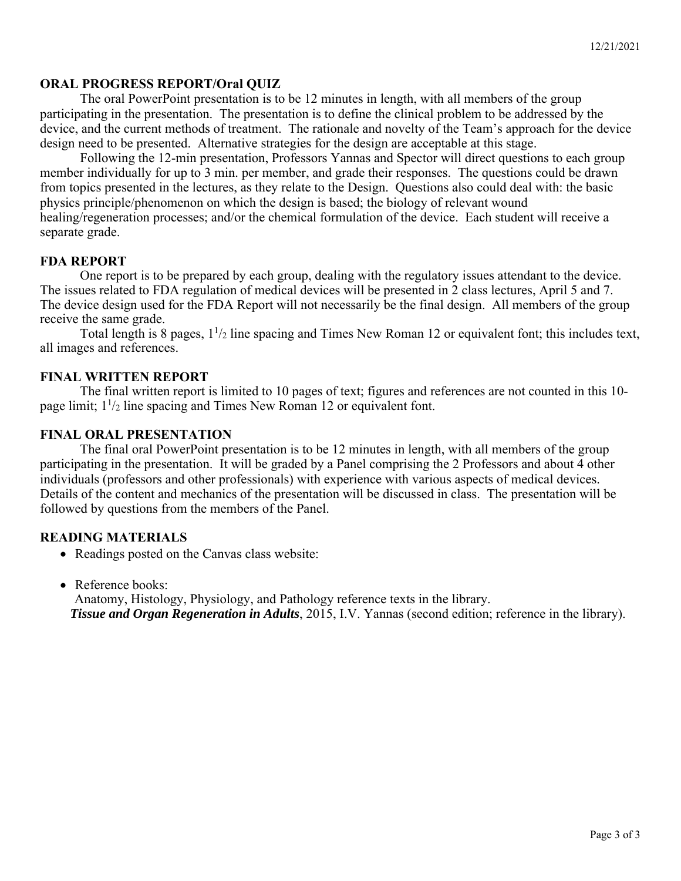## ORAL PROGRESS REPORT/Oral QUIZ

The oral PowerPoint presentation is to be 12 minutes in length, with all members of the group participating in the presentation. The presentation is to define the clinical problem to be addressed by the device, and the current methods of treatment. The rationale and novelty of the Team's approach for the device design need to be presented. Alternative strategies for the design are acceptable at this stage.

Following the 12-min presentation, Professors Yannas and Spector will direct questions to each group member individually for up to 3 min. per member, and grade their responses. The questions could be drawn from topics presented in the lectures, as they relate to the Design. Questions also could deal with: the basic physics principle/phenomenon on which the design is based; the biology of relevant wound healing/regeneration processes; and/or the chemical formulation of the device. Each student will receive a separate grade.

## FDA REPORT

One report is to be prepared by each group, dealing with the regulatory issues attendant to the device. The issues related to FDA regulation of medical devices will be presented in 2 class lectures, April 5 and 7. The device design used for the FDA Report will not necessarily be the final design. All members of the group receive the same grade.

Total length is 8 pages, $1^1/_2$ line spacing and Times New Roman 12 or equivalent font; this includes text, all images and references.

## FINAL WRITTEN REPORT

The final written report is limited to 10 pages of text; figures and references are not counted in this 10-page limit; $1^1/_2$ line spacing and Times New Roman 12 or equivalent font.

## FINAL ORAL PRESENTATION

The final oral PowerPoint presentation is to be 12 minutes in length, with all members of the group participating in the presentation. It will be graded by a Panel comprising the 2 Professors and about 4 other individuals (professors and other professionals) with experience with various aspects of medical devices. Details of the content and mechanics of the presentation will be discussed in class. The presentation will be followed by questions from the members of the Panel.

## READING MATERIALS

- Readings posted on the Canvas class website:
- Reference books:
  Anatomy, Histology, Physiology, and Pathology reference texts in the library.
  ***Tissue and Organ Regeneration in Adults***, 2015, I.V. Yannas (second edition; reference in the library).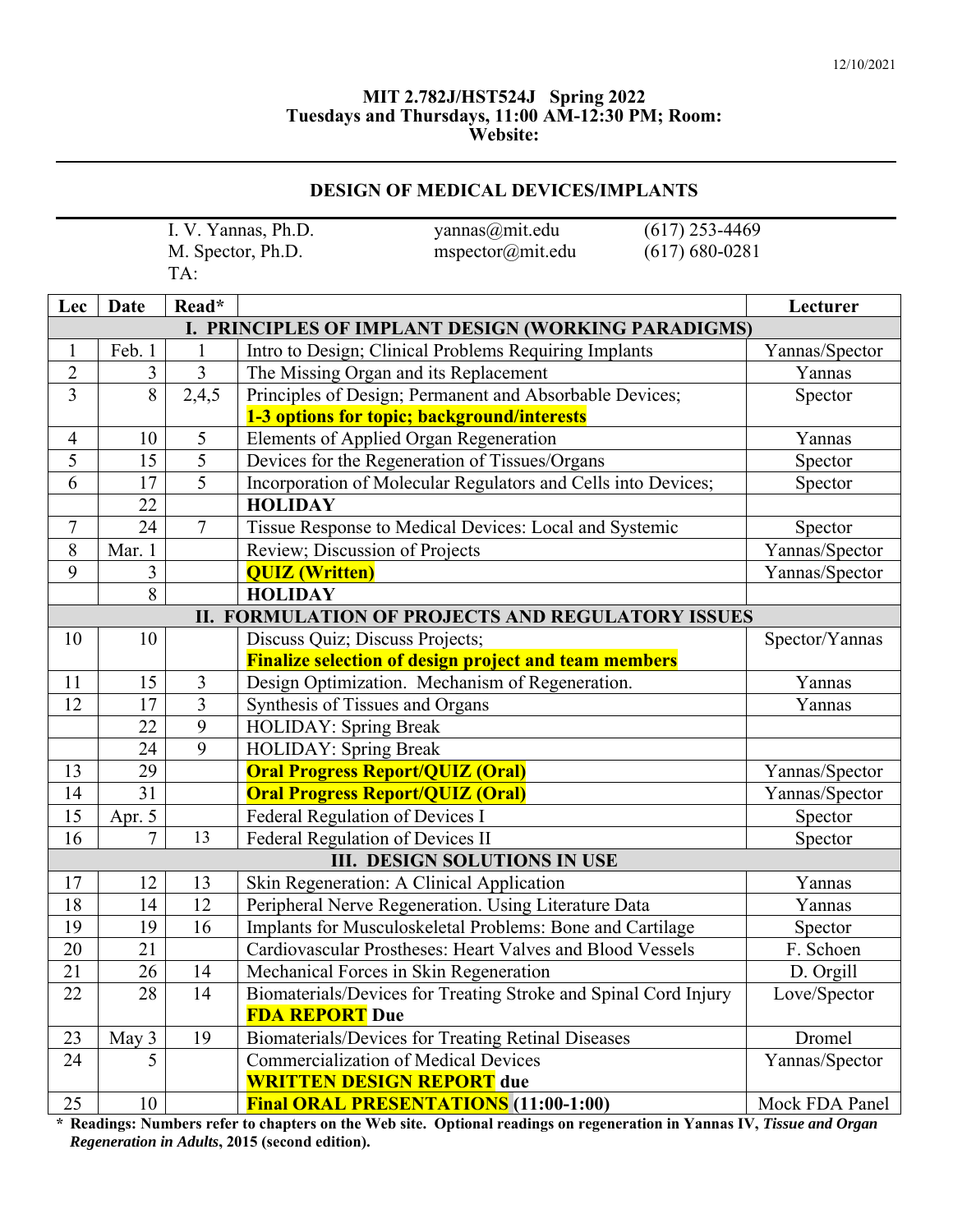12/10/2021

**MIT 2.782J/HST524J Spring 2022**
**Tuesdays and Thursdays, 11:00 AM-12:30 PM; Room:**
**Website:**

## DESIGN OF MEDICAL DEVICES/IMPLANTS

| | | |
|---|---|---|
| I. V. Yannas, Ph.D. | yannas@mit.edu | (617) 253-4469 |
| M. Spector, Ph.D. | mspector@mit.edu | (617) 680-0281 |
| TA: | | |

| Lec | Date | Read* | | Lecturer |
|---|---|---|---|---|
| **I. PRINCIPLES OF IMPLANT DESIGN (WORKING PARADIGMS)** | | | | |
| 1 | Feb. 1 | 1 | Intro to Design; Clinical Problems Requiring Implants | Yannas/Spector |
| 2 | 3 | 3 | The Missing Organ and its Replacement | Yannas |
| 3 | 8 | 2,4,5 | Principles of Design; Permanent and Absorbable Devices; **1-3 options for topic; background/interests** | Spector |
| 4 | 10 | 5 | Elements of Applied Organ Regeneration | Yannas |
| 5 | 15 | 5 | Devices for the Regeneration of Tissues/Organs | Spector |
| 6 | 17 | 5 | Incorporation of Molecular Regulators and Cells into Devices; | Spector |
| | 22 | | **HOLIDAY** | |
| 7 | 24 | 7 | Tissue Response to Medical Devices: Local and Systemic | Spector |
| 8 | Mar. 1 | | Review; Discussion of Projects | Yannas/Spector |
| 9 | 3 | | **QUIZ (Written)** | Yannas/Spector |
| | 8 | | **HOLIDAY** | |
| **II. FORMULATION OF PROJECTS AND REGULATORY ISSUES** | | | | |
| 10 | 10 | | Discuss Quiz; Discuss Projects; **Finalize selection of design project and team members** | Spector/Yannas |
| 11 | 15 | 3 | Design Optimization. Mechanism of Regeneration. | Yannas |
| 12 | 17 | 3 | Synthesis of Tissues and Organs | Yannas |
| | 22 | 9 | HOLIDAY: Spring Break | |
| | 24 | 9 | HOLIDAY: Spring Break | |
| 13 | 29 | | **Oral Progress Report/QUIZ (Oral)** | Yannas/Spector |
| 14 | 31 | | **Oral Progress Report/QUIZ (Oral)** | Yannas/Spector |
| 15 | Apr. 5 | | Federal Regulation of Devices I | Spector |
| 16 | 7 | 13 | Federal Regulation of Devices II | Spector |
| **III. DESIGN SOLUTIONS IN USE** | | | | |
| 17 | 12 | 13 | Skin Regeneration: A Clinical Application | Yannas |
| 18 | 14 | 12 | Peripheral Nerve Regeneration. Using Literature Data | Yannas |
| 19 | 19 | 16 | Implants for Musculoskeletal Problems: Bone and Cartilage | Spector |
| 20 | 21 | | Cardiovascular Prostheses: Heart Valves and Blood Vessels | F. Schoen |
| 21 | 26 | 14 | Mechanical Forces in Skin Regeneration | D. Orgill |
| 22 | 28 | 14 | Biomaterials/Devices for Treating Stroke and Spinal Cord Injury **FDA REPORT Due** | Love/Spector |
| 23 | May 3 | 19 | Biomaterials/Devices for Treating Retinal Diseases | Dromel |
| 24 | 5 | | Commercialization of Medical Devices **WRITTEN DESIGN REPORT due** | Yannas/Spector |
| 25 | 10 | | **Final ORAL PRESENTATIONS (11:00-1:00)** | Mock FDA Panel |

**\* Readings: Numbers refer to chapters on the Web site. Optional readings on regeneration in Yannas IV, *Tissue and Organ Regeneration in Adults*, 2015 (second edition).**